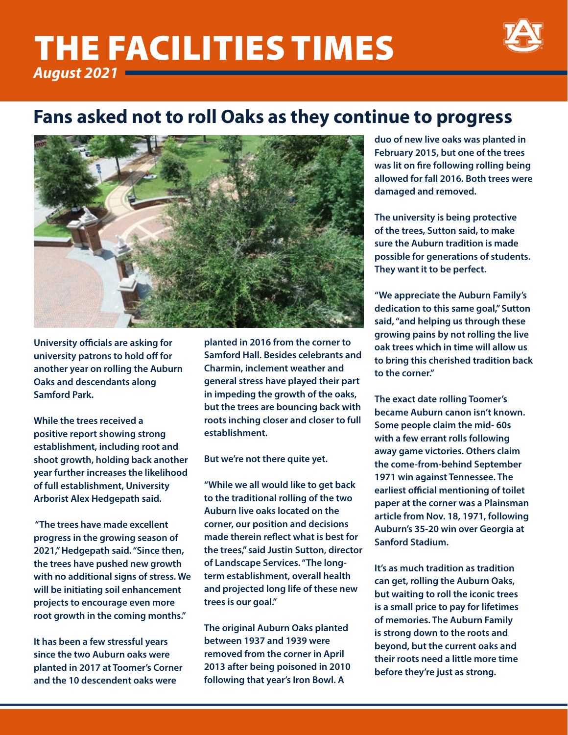# THE FACILITIES TIMES

***August 2021***

## Fans asked not to roll Oaks as they continue to progress

**University officials are asking for university patrons to hold off for another year on rolling the Auburn Oaks and descendants along Samford Park.**

**While the trees received a positive report showing strong establishment, including root and shoot growth, holding back another year further increases the likelihood of full establishment, University Arborist Alex Hedgepath said.**

**"The trees have made excellent progress in the growing season of 2021," Hedgepath said. "Since then, the trees have pushed new growth with no additional signs of stress. We will be initiating soil enhancement projects to encourage even more root growth in the coming months."**

**It has been a few stressful years since the two Auburn oaks were planted in 2017 at Toomer's Corner and the 10 descendent oaks were planted in 2016 from the corner to Samford Hall. Besides celebrants and Charmin, inclement weather and general stress have played their part in impeding the growth of the oaks, but the trees are bouncing back with roots inching closer and closer to full establishment.**

**But we're not there quite yet.**

**"While we all would like to get back to the traditional rolling of the two Auburn live oaks located on the corner, our position and decisions made therein reflect what is best for the trees," said Justin Sutton, director of Landscape Services. "The long-term establishment, overall health and projected long life of these new trees is our goal."**

**The original Auburn Oaks planted between 1937 and 1939 were removed from the corner in April 2013 after being poisoned in 2010 following that year's Iron Bowl. A duo of new live oaks was planted in February 2015, but one of the trees was lit on fire following rolling being allowed for fall 2016. Both trees were damaged and removed.**

**The university is being protective of the trees, Sutton said, to make sure the Auburn tradition is made possible for generations of students. They want it to be perfect.**

**"We appreciate the Auburn Family's dedication to this same goal," Sutton said, "and helping us through these growing pains by not rolling the live oak trees which in time will allow us to bring this cherished tradition back to the corner."**

**The exact date rolling Toomer's became Auburn canon isn't known. Some people claim the mid- 60s with a few errant rolls following away game victories. Others claim the come-from-behind September 1971 win against Tennessee. The earliest official mentioning of toilet paper at the corner was a Plainsman article from Nov. 18, 1971, following Auburn's 35-20 win over Georgia at Sanford Stadium.**

**It's as much tradition as tradition can get, rolling the Auburn Oaks, but waiting to roll the iconic trees is a small price to pay for lifetimes of memories. The Auburn Family is strong down to the roots and beyond, but the current oaks and their roots need a little more time before they're just as strong.**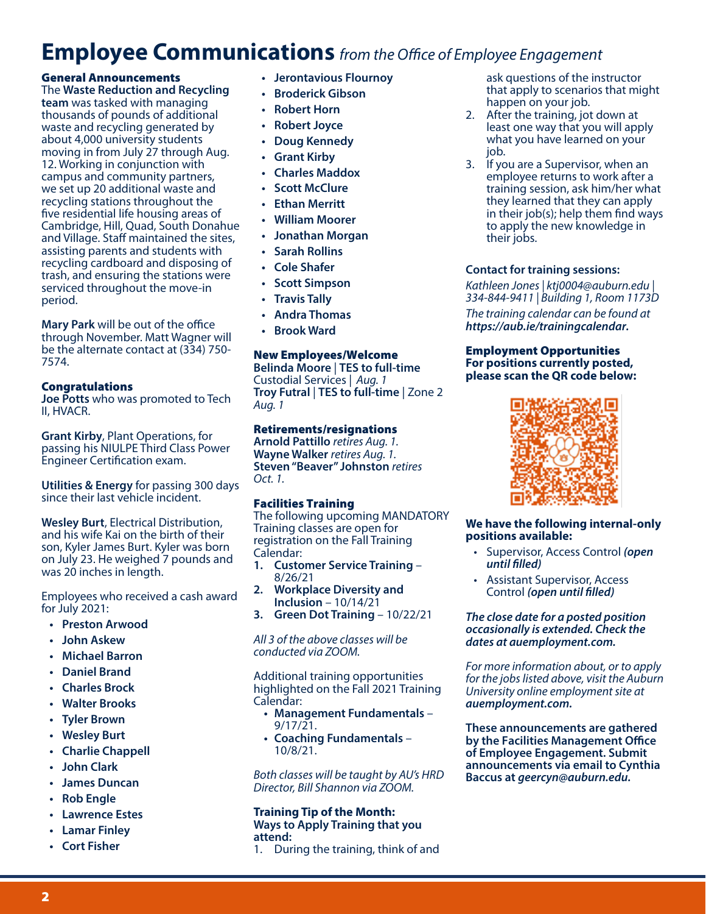# Employee Communications *from the Office of Employee Engagement*

## General Announcements

The **Waste Reduction and Recycling team** was tasked with managing thousands of pounds of additional waste and recycling generated by about 4,000 university students moving in from July 27 through Aug. 12. Working in conjunction with campus and community partners, we set up 20 additional waste and recycling stations throughout the five residential life housing areas of Cambridge, Hill, Quad, South Donahue and Village. Staff maintained the sites, assisting parents and students with recycling cardboard and disposing of trash, and ensuring the stations were serviced throughout the move-in period.

**Mary Park** will be out of the office through November. Matt Wagner will be the alternate contact at (334) 750-7574.

## Congratulations

**Joe Potts** who was promoted to Tech II, HVACR.

**Grant Kirby**, Plant Operations, for passing his NIULPE Third Class Power Engineer Certification exam.

**Utilities & Energy** for passing 300 days since their last vehicle incident.

**Wesley Burt**, Electrical Distribution, and his wife Kai on the birth of their son, Kyler James Burt. Kyler was born on July 23. He weighed 7 pounds and was 20 inches in length.

Employees who received a cash award for July 2021:

- **Preston Arwood**
- **John Askew**
- **Michael Barron**
- **Daniel Brand**
- **Charles Brock**
- **Walter Brooks**
- **Tyler Brown**
- **Wesley Burt**
- **Charlie Chappell**
- **John Clark**
- **James Duncan**
- **Rob Engle**
- **Lawrence Estes**
- **Lamar Finley**
- **Cort Fisher**
- **Jerontavious Flournoy**
- **Broderick Gibson**
- **Robert Horn**
- **Robert Joyce**
- **Doug Kennedy**
- **Grant Kirby**
- **Charles Maddox**
- **Scott McClure**
- **Ethan Merritt**
- **William Moorer**
- **Jonathan Morgan**
- **Sarah Rollins**
- **Cole Shafer**
- **Scott Simpson**
- **Travis Tally**
- **Andra Thomas**
- **Brook Ward**

## New Employees/Welcome

**Belinda Moore | TES to full-time** Custodial Services | *Aug. 1*
**Troy Futral | TES to full-time** | Zone 2 *Aug. 1*

## Retirements/resignations

**Arnold Pattillo** *retires Aug. 1.*
**Wayne Walker** *retires Aug. 1.*
**Steven "Beaver" Johnston** *retires Oct. 1.*

## Facilities Training

The following upcoming MANDATORY Training classes are open for registration on the Fall Training Calendar:

1. **Customer Service Training** – 8/26/21
2. **Workplace Diversity and Inclusion** – 10/14/21
3. **Green Dot Training** – 10/22/21

*All 3 of the above classes will be conducted via ZOOM.*

Additional training opportunities highlighted on the Fall 2021 Training Calendar:

- **Management Fundamentals** – 9/17/21.
- **Coaching Fundamentals** – 10/8/21.

*Both classes will be taught by AU's HRD Director, Bill Shannon via ZOOM.*

### Training Tip of the Month: Ways to Apply Training that you attend:

1. During the training, think of and ask questions of the instructor that apply to scenarios that might happen on your job.
2. After the training, jot down at least one way that you will apply what you have learned on your job.
3. If you are a Supervisor, when an employee returns to work after a training session, ask him/her what they learned that they can apply in their job(s); help them find ways to apply the new knowledge in their jobs.

### Contact for training sessions:

*Kathleen Jones | ktj0004@auburn.edu | 334-844-9411 | Building 1, Room 1173D*

*The training calendar can be found at* ***https://aub.ie/trainingcalendar.***

## Employment Opportunities

**For positions currently posted, please scan the QR code below:**

**We have the following internal-only positions available:**

- Supervisor, Access Control ***(open until filled)***
- Assistant Supervisor, Access Control ***(open until filled)***

***The close date for a posted position occasionally is extended. Check the dates at auemployment.com.***

*For more information about, or to apply for the jobs listed above, visit the Auburn University online employment site at* ***auemployment.com.***

**These announcements are gathered by the Facilities Management Office of Employee Engagement. Submit announcements via email to Cynthia Baccus at *geercyn@auburn.edu.***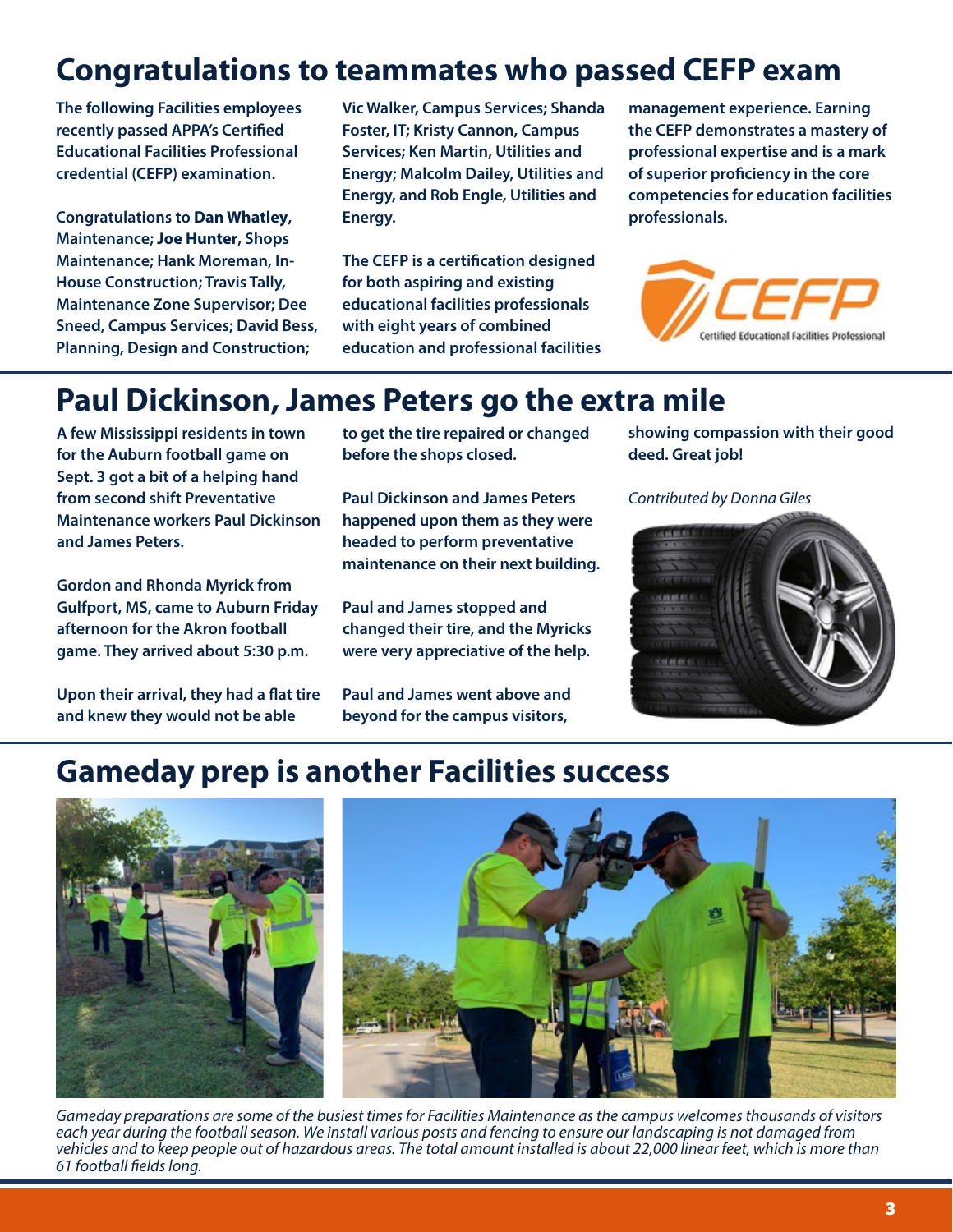## Congratulations to teammates who passed CEFP exam

The following Facilities employees recently passed APPA's Certified Educational Facilities Professional credential (CEFP) examination.

Congratulations to **Dan Whatley**, Maintenance; **Joe Hunter**, Shops Maintenance; Hank Moreman, In-House Construction; Travis Tally, Maintenance Zone Supervisor; Dee Sneed, Campus Services; David Bess, Planning, Design and Construction; Vic Walker, Campus Services; Shanda Foster, IT; Kristy Cannon, Campus Services; Ken Martin, Utilities and Energy; Malcolm Dailey, Utilities and Energy, and Rob Engle, Utilities and Energy.

The CEFP is a certification designed for both aspiring and existing educational facilities professionals with eight years of combined education and professional facilities management experience. Earning the CEFP demonstrates a mastery of professional expertise and is a mark of superior proficiency in the core competencies for education facilities professionals.

## Paul Dickinson, James Peters go the extra mile

A few Mississippi residents in town for the Auburn football game on Sept. 3 got a bit of a helping hand from second shift Preventative Maintenance workers Paul Dickinson and James Peters.

Gordon and Rhonda Myrick from Gulfport, MS, came to Auburn Friday afternoon for the Akron football game. They arrived about 5:30 p.m.

Upon their arrival, they had a flat tire and knew they would not be able to get the tire repaired or changed before the shops closed.

Paul Dickinson and James Peters happened upon them as they were headed to perform preventative maintenance on their next building.

Paul and James stopped and changed their tire, and the Myricks were very appreciative of the help.

Paul and James went above and beyond for the campus visitors, showing compassion with their good deed. Great job!

*Contributed by Donna Giles*

## Gameday prep is another Facilities success

*Gameday preparations are some of the busiest times for Facilities Maintenance as the campus welcomes thousands of visitors each year during the football season. We install various posts and fencing to ensure our landscaping is not damaged from vehicles and to keep people out of hazardous areas. The total amount installed is about 22,000 linear feet, which is more than 61 football fields long.*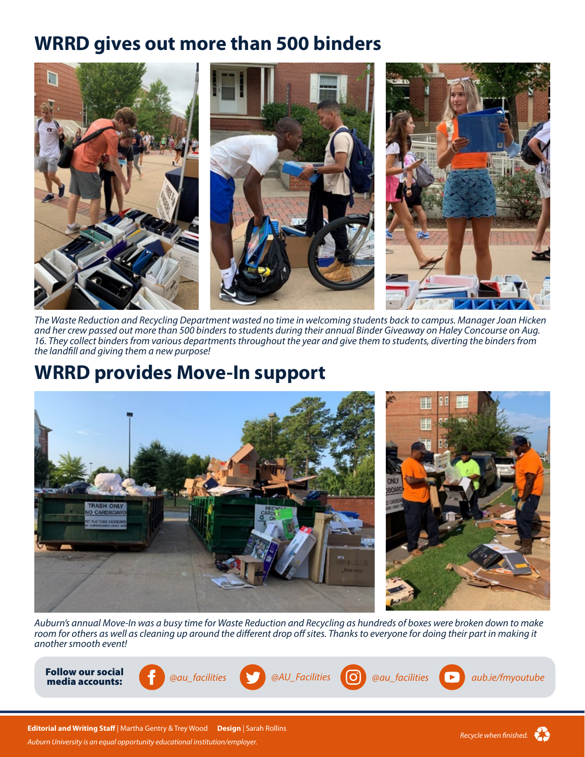## WRRD gives out more than 500 binders

*The Waste Reduction and Recycling Department wasted no time in welcoming students back to campus. Manager Joan Hicken and her crew passed out more than 500 binders to students during their annual Binder Giveaway on Haley Concourse on Aug. 16. They collect binders from various departments throughout the year and give them to students, diverting the binders from the landfill and giving them a new purpose!*

## WRRD provides Move-In support

*Auburn's annual Move-In was a busy time for Waste Reduction and Recycling as hundreds of boxes were broken down to make room for others as well as cleaning up around the different drop off sites. Thanks to everyone for doing their part in making it another smooth event!*

**Follow our social media accounts:** @au_facilities @AU_Facilities @au_facilities aub.ie/fmyoutube

**Editorial and Writing Staff** | Martha Gentry & Trey Wood **Design** | Sarah Rollins

*Auburn University is an equal opportunity educational institution/employer.*

*Recycle when finished.*